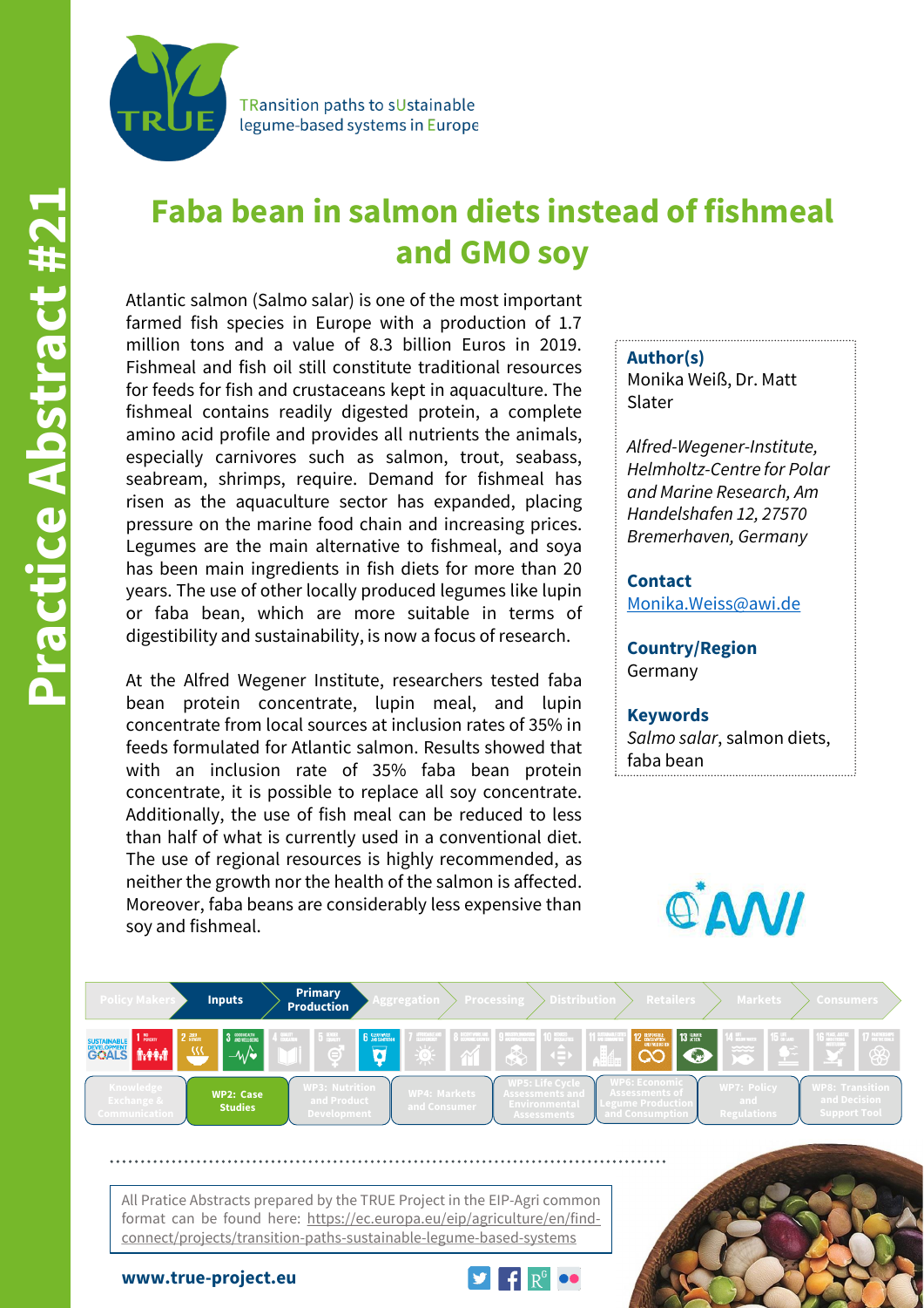Practice Abstract #21

TRansition paths to sUstainable legume-based systems in Europe

# Faba bean in salmon diets instead of fishmeal and GMO soy

Atlantic salmon (Salmo salar) is one of the most important farmed fish species in Europe with a production of 1.7 million tons and a value of 8.3 billion Euros in 2019. Fishmeal and fish oil still constitute traditional resources for feeds for fish and crustaceans kept in aquaculture. The fishmeal contains readily digested protein, a complete amino acid profile and provides all nutrients the animals, especially carnivores such as salmon, trout, seabass, seabream, shrimps, require. Demand for fishmeal has risen as the aquaculture sector has expanded, placing pressure on the marine food chain and increasing prices. Legumes are the main alternative to fishmeal, and soya has been main ingredients in fish diets for more than 20 years. The use of other locally produced legumes like lupin or faba bean, which are more suitable in terms of digestibility and sustainability, is now a focus of research.

At the Alfred Wegener Institute, researchers tested faba bean protein concentrate, lupin meal, and lupin concentrate from local sources at inclusion rates of 35% in feeds formulated for Atlantic salmon. Results showed that with an inclusion rate of 35% faba bean protein concentrate, it is possible to replace all soy concentrate. Additionally, the use of fish meal can be reduced to less than half of what is currently used in a conventional diet. The use of regional resources is highly recommended, as neither the growth nor the health of the salmon is affected. Moreover, faba beans are considerably less expensive than soy and fishmeal.

**Author(s)**
Monika Weiß, Dr. Matt Slater

*Alfred-Wegener-Institute, Helmholtz-Centre for Polar and Marine Research, Am Handelshafen 12, 27570 Bremerhaven, Germany*

**Contact**
Monika.Weiss@awi.de

**Country/Region**
Germany

**Keywords**
*Salmo salar*, salmon diets, faba bean

Policy Makers | **Inputs** | **Primary Production** | Aggregation | Processing | Distribution | Retailers | Markets | Consumers

Knowledge Exchange & Communication | **WP2: Case Studies** | WP3: Nutrition and Product Development | WP4: Markets and Consumer | WP5: Life Cycle Assessments and Environmental Assessments | WP6: Economic Assessments of Legume Production and Consumption | WP7: Policy and Regulations | WP8: Transition and Decision Support Tool

All Pratice Abstracts prepared by the TRUE Project in the EIP-Agri common format can be found here: https://ec.europa.eu/eip/agriculture/en/find-connect/projects/transition-paths-sustainable-legume-based-systems

**www.true-project.eu**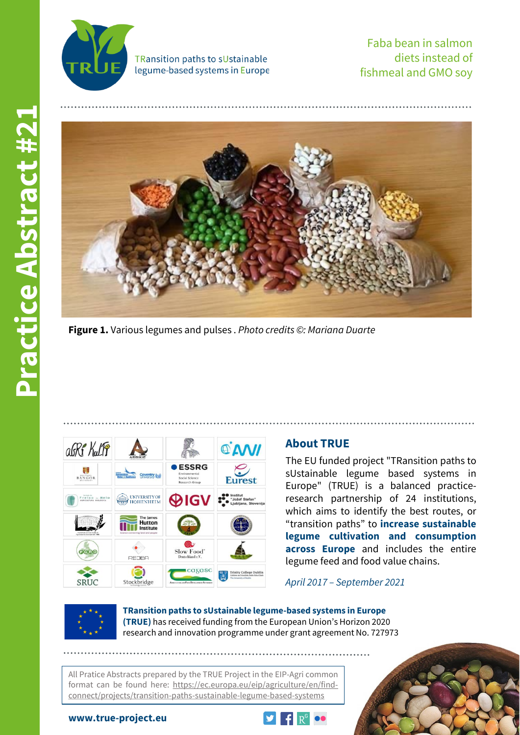Practice Abstract #21

TRansition paths to sUstainable legume-based systems in Europe

Faba bean in salmon diets instead of fishmeal and GMO soy

**Figure 1.** Various legumes and pulses . *Photo credits ©: Mariana Duarte*

## About TRUE

The EU funded project "TRansition paths to sUstainable legume based systems in Europe" (TRUE) is a balanced practice-research partnership of 24 institutions, which aims to identify the best routes, or "transition paths" to **increase sustainable legume cultivation and consumption across Europe** and includes the entire legume feed and food value chains.

*April 2017 – September 2021*

**TRansition paths to sUstainable legume-based systems in Europe (TRUE)** has received funding from the European Union's Horizon 2020 research and innovation programme under grant agreement No. 727973

All Pratice Abstracts prepared by the TRUE Project in the EIP-Agri common format can be found here: https://ec.europa.eu/eip/agriculture/en/find-connect/projects/transition-paths-sustainable-legume-based-systems

**www.true-project.eu**